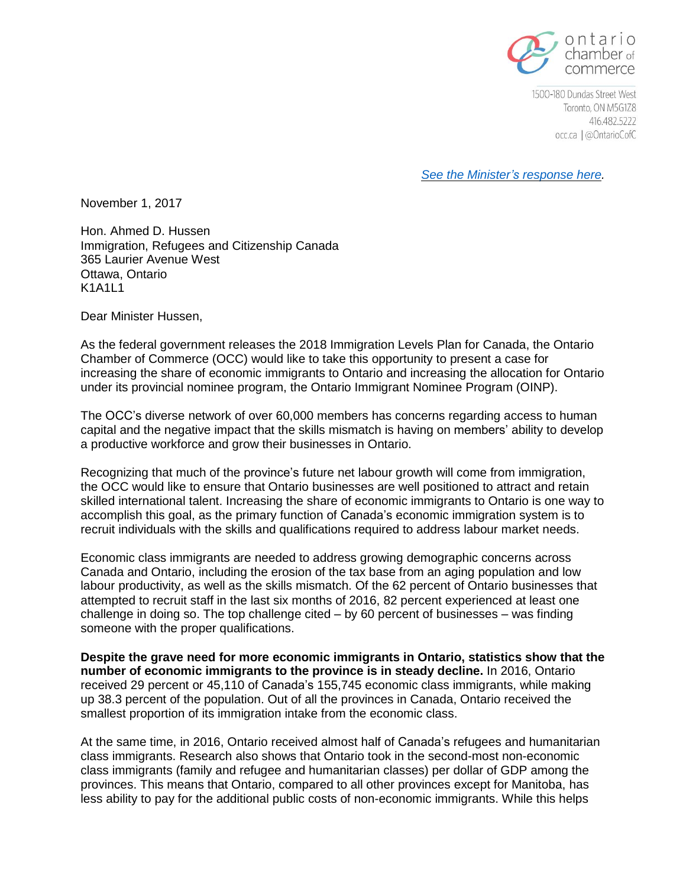ontario chamber of commerce

1500-180 Dundas Street West
Toronto, ON M5G1Z8
416.482.5222
occ.ca | @OntarioCofC

*See the Minister's response here.*

November 1, 2017

Hon. Ahmed D. Hussen
Immigration, Refugees and Citizenship Canada
365 Laurier Avenue West
Ottawa, Ontario
K1A1L1

Dear Minister Hussen,

As the federal government releases the 2018 Immigration Levels Plan for Canada, the Ontario Chamber of Commerce (OCC) would like to take this opportunity to present a case for increasing the share of economic immigrants to Ontario and increasing the allocation for Ontario under its provincial nominee program, the Ontario Immigrant Nominee Program (OINP).

The OCC's diverse network of over 60,000 members has concerns regarding access to human capital and the negative impact that the skills mismatch is having on members' ability to develop a productive workforce and grow their businesses in Ontario.

Recognizing that much of the province's future net labour growth will come from immigration, the OCC would like to ensure that Ontario businesses are well positioned to attract and retain skilled international talent. Increasing the share of economic immigrants to Ontario is one way to accomplish this goal, as the primary function of Canada's economic immigration system is to recruit individuals with the skills and qualifications required to address labour market needs.

Economic class immigrants are needed to address growing demographic concerns across Canada and Ontario, including the erosion of the tax base from an aging population and low labour productivity, as well as the skills mismatch. Of the 62 percent of Ontario businesses that attempted to recruit staff in the last six months of 2016, 82 percent experienced at least one challenge in doing so. The top challenge cited – by 60 percent of businesses – was finding someone with the proper qualifications.

**Despite the grave need for more economic immigrants in Ontario, statistics show that the number of economic immigrants to the province is in steady decline.** In 2016, Ontario received 29 percent or 45,110 of Canada's 155,745 economic class immigrants, while making up 38.3 percent of the population. Out of all the provinces in Canada, Ontario received the smallest proportion of its immigration intake from the economic class.

At the same time, in 2016, Ontario received almost half of Canada's refugees and humanitarian class immigrants. Research also shows that Ontario took in the second-most non-economic class immigrants (family and refugee and humanitarian classes) per dollar of GDP among the provinces. This means that Ontario, compared to all other provinces except for Manitoba, has less ability to pay for the additional public costs of non-economic immigrants. While this helps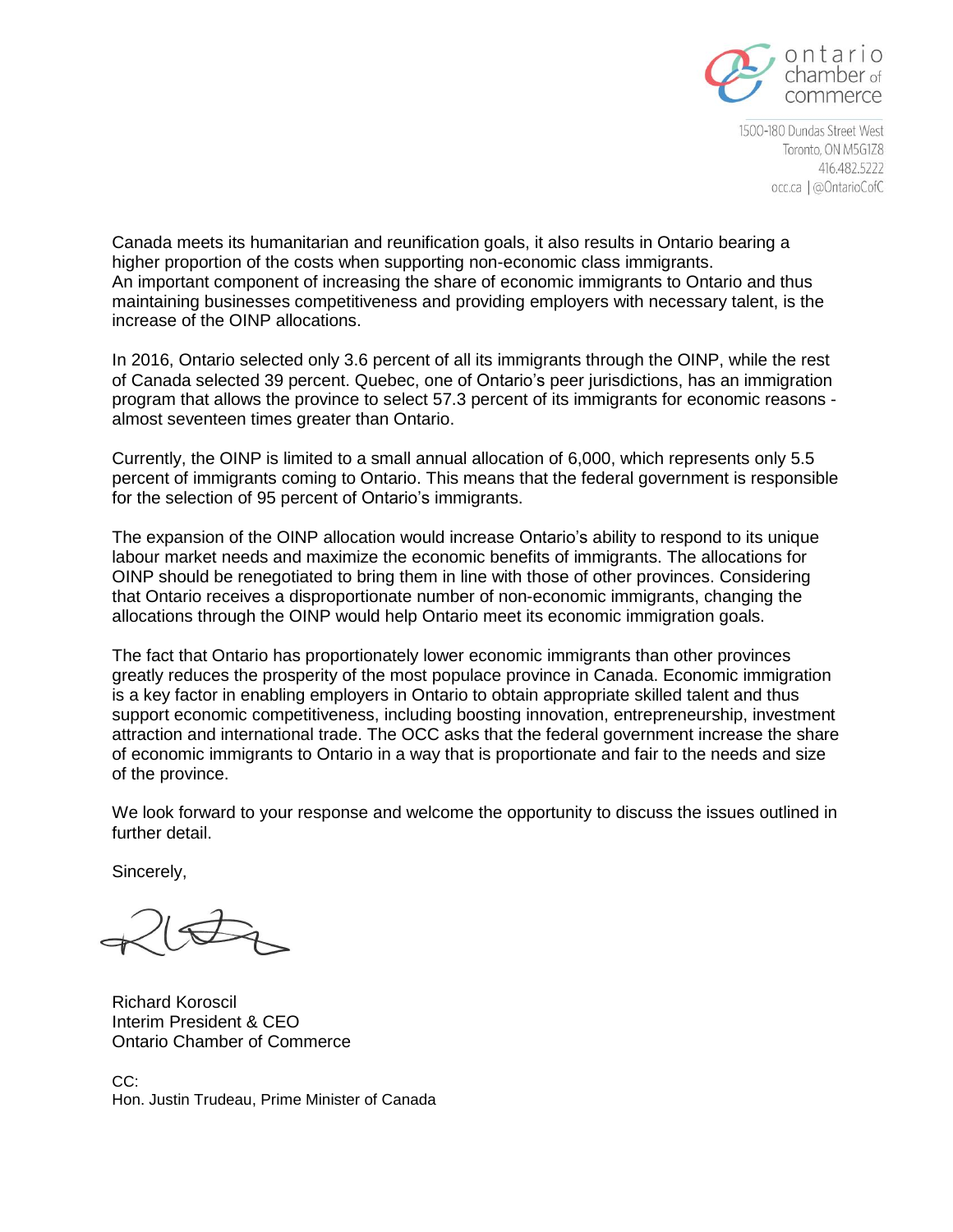Canada meets its humanitarian and reunification goals, it also results in Ontario bearing a higher proportion of the costs when supporting non-economic class immigrants. An important component of increasing the share of economic immigrants to Ontario and thus maintaining businesses competitiveness and providing employers with necessary talent, is the increase of the OINP allocations.

In 2016, Ontario selected only 3.6 percent of all its immigrants through the OINP, while the rest of Canada selected 39 percent. Quebec, one of Ontario's peer jurisdictions, has an immigration program that allows the province to select 57.3 percent of its immigrants for economic reasons - almost seventeen times greater than Ontario.

Currently, the OINP is limited to a small annual allocation of 6,000, which represents only 5.5 percent of immigrants coming to Ontario. This means that the federal government is responsible for the selection of 95 percent of Ontario's immigrants.

The expansion of the OINP allocation would increase Ontario's ability to respond to its unique labour market needs and maximize the economic benefits of immigrants. The allocations for OINP should be renegotiated to bring them in line with those of other provinces. Considering that Ontario receives a disproportionate number of non-economic immigrants, changing the allocations through the OINP would help Ontario meet its economic immigration goals.

The fact that Ontario has proportionately lower economic immigrants than other provinces greatly reduces the prosperity of the most populace province in Canada. Economic immigration is a key factor in enabling employers in Ontario to obtain appropriate skilled talent and thus support economic competitiveness, including boosting innovation, entrepreneurship, investment attraction and international trade. The OCC asks that the federal government increase the share of economic immigrants to Ontario in a way that is proportionate and fair to the needs and size of the province.

We look forward to your response and welcome the opportunity to discuss the issues outlined in further detail.

Sincerely,

Richard Koroscil
Interim President & CEO
Ontario Chamber of Commerce

CC:
Hon. Justin Trudeau, Prime Minister of Canada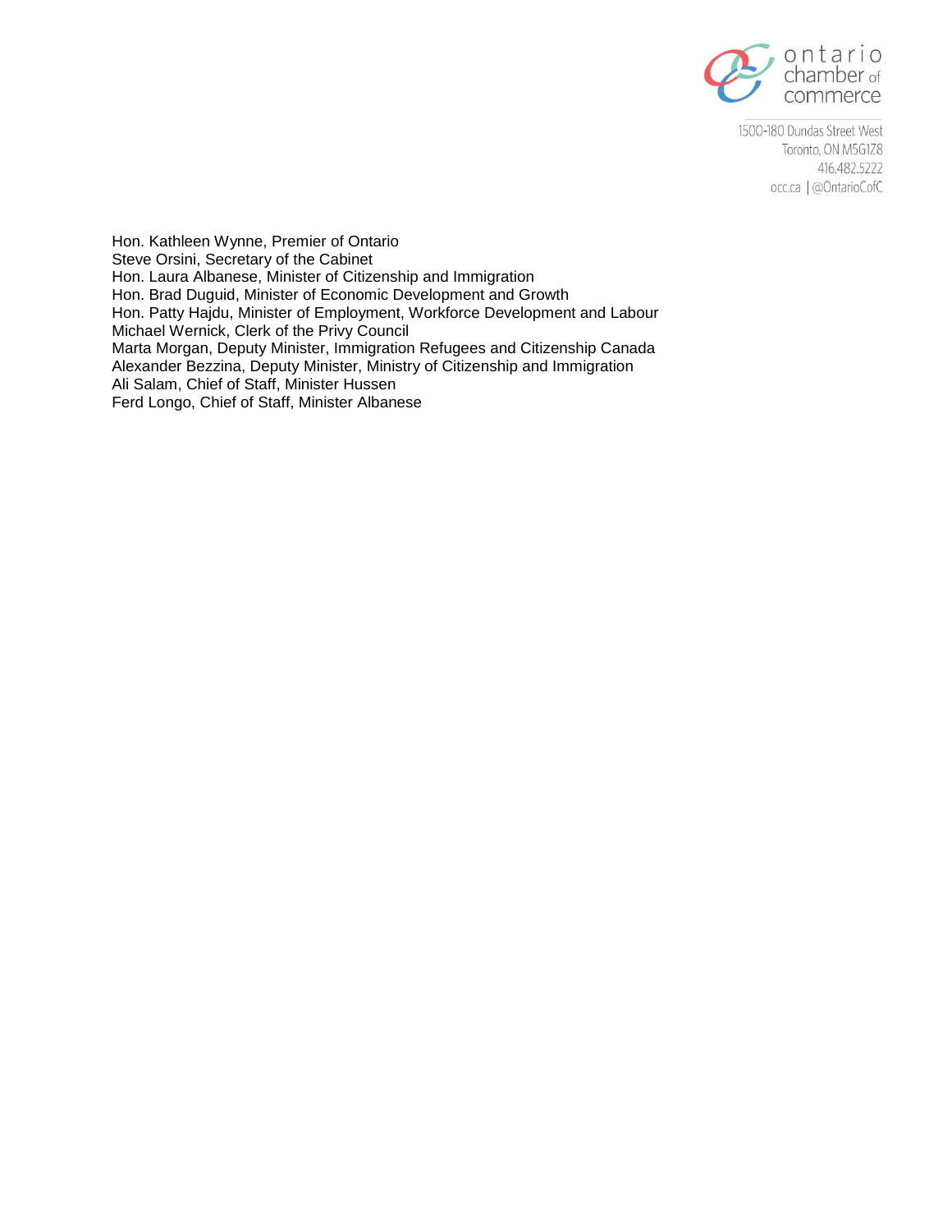ontario chamber of commerce

1500-180 Dundas Street West
Toronto, ON M5G1Z8
416.482.5222
occ.ca | @OntarioCofC

Hon. Kathleen Wynne, Premier of Ontario
Steve Orsini, Secretary of the Cabinet
Hon. Laura Albanese, Minister of Citizenship and Immigration
Hon. Brad Duguid, Minister of Economic Development and Growth
Hon. Patty Hajdu, Minister of Employment, Workforce Development and Labour
Michael Wernick, Clerk of the Privy Council
Marta Morgan, Deputy Minister, Immigration Refugees and Citizenship Canada
Alexander Bezzina, Deputy Minister, Ministry of Citizenship and Immigration
Ali Salam, Chief of Staff, Minister Hussen
Ferd Longo, Chief of Staff, Minister Albanese